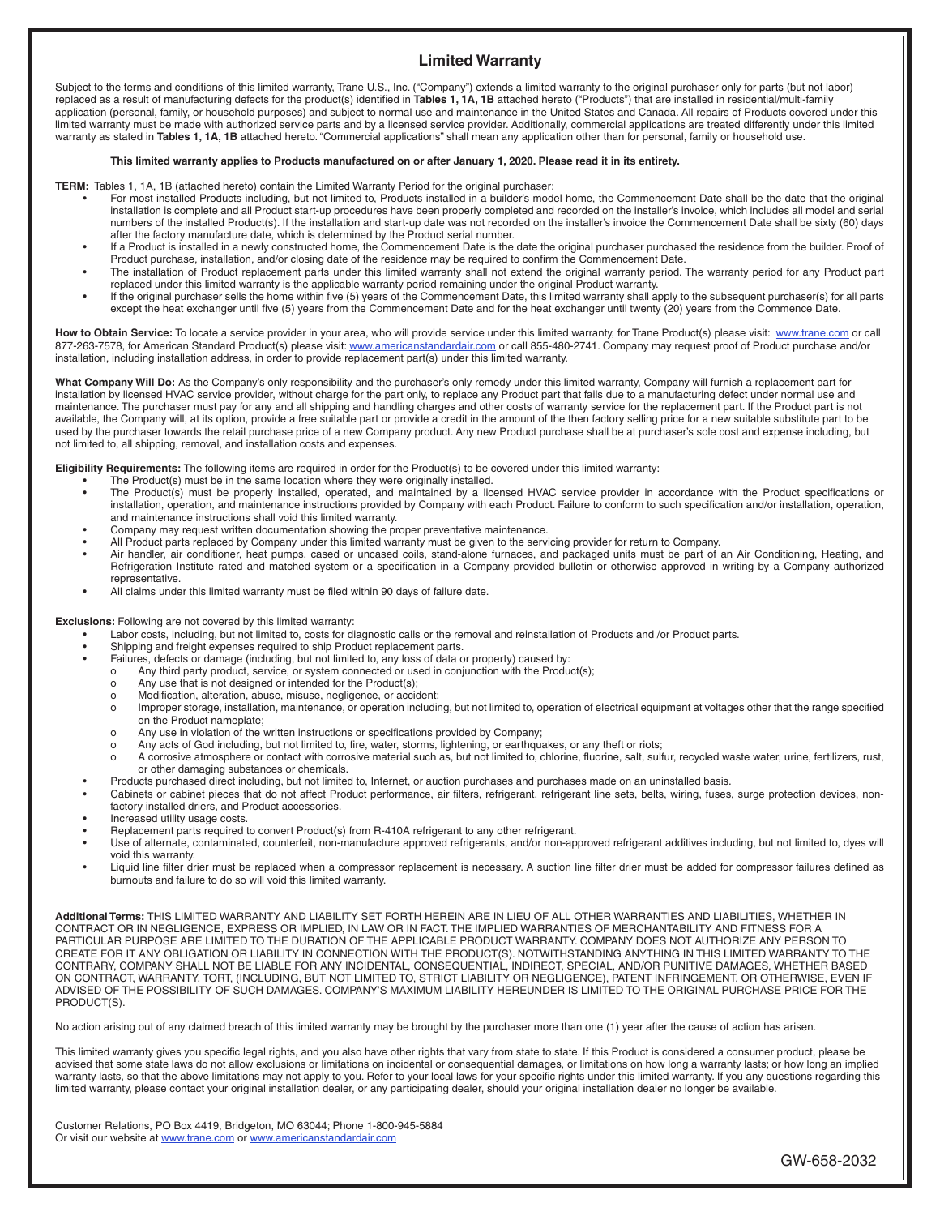# Limited Warranty

Subject to the terms and conditions of this limited warranty, Trane U.S., Inc. ("Company") extends a limited warranty to the original purchaser only for parts (but not labor) replaced as a result of manufacturing defects for the product(s) identified in **Tables 1, 1A, 1B** attached hereto ("Products") that are installed in residential/multi-family application (personal, family, or household purposes) and subject to normal use and maintenance in the United States and Canada. All repairs of Products covered under this limited warranty must be made with authorized service parts and by a licensed service provider. Additionally, commercial applications are treated differently under this limited warranty as stated in **Tables 1, 1A, 1B** attached hereto. "Commercial applications" shall mean any application other than for personal, family or household use.

**This limited warranty applies to Products manufactured on or after January 1, 2020. Please read it in its entirety.**

**TERM:** Tables 1, 1A, 1B (attached hereto) contain the Limited Warranty Period for the original purchaser:

- For most installed Products including, but not limited to, Products installed in a builder's model home, the Commencement Date shall be the date that the original installation is complete and all Product start-up procedures have been properly completed and recorded on the installer's invoice, which includes all model and serial numbers of the installed Product(s). If the installation and start-up date was not recorded on the installer's invoice the Commencement Date shall be sixty (60) days after the factory manufacture date, which is determined by the Product serial number.
- If a Product is installed in a newly constructed home, the Commencement Date is the date the original purchaser purchased the residence from the builder. Proof of Product purchase, installation, and/or closing date of the residence may be required to confirm the Commencement Date.
- The installation of Product replacement parts under this limited warranty shall not extend the original warranty period. The warranty period for any Product part replaced under this limited warranty is the applicable warranty period remaining under the original Product warranty.
- If the original purchaser sells the home within five (5) years of the Commencement Date, this limited warranty shall apply to the subsequent purchaser(s) for all parts except the heat exchanger until five (5) years from the Commencement Date and for the heat exchanger until twenty (20) years from the Commence Date.

**How to Obtain Service:** To locate a service provider in your area, who will provide service under this limited warranty, for Trane Product(s) please visit: www.trane.com or call 877-263-7578, for American Standard Product(s) please visit: www.americanstandardair.com or call 855-480-2741. Company may request proof of Product purchase and/or installation, including installation address, in order to provide replacement part(s) under this limited warranty.

**What Company Will Do:** As the Company's only responsibility and the purchaser's only remedy under this limited warranty, Company will furnish a replacement part for installation by licensed HVAC service provider, without charge for the part only, to replace any Product part that fails due to a manufacturing defect under normal use and maintenance. The purchaser must pay for any and all shipping and handling charges and other costs of warranty service for the replacement part. If the Product part is not available, the Company will, at its option, provide a free suitable part or provide a credit in the amount of the then factory selling price for a new suitable substitute part to be used by the purchaser towards the retail purchase price of a new Company product. Any new Product purchase shall be at purchaser's sole cost and expense including, but not limited to, all shipping, removal, and installation costs and expenses.

**Eligibility Requirements:** The following items are required in order for the Product(s) to be covered under this limited warranty:

- The Product(s) must be in the same location where they were originally installed.
- The Product(s) must be properly installed, operated, and maintained by a licensed HVAC service provider in accordance with the Product specifications or installation, operation, and maintenance instructions provided by Company with each Product. Failure to conform to such specification and/or installation, operation, and maintenance instructions shall void this limited warranty.
- Company may request written documentation showing the proper preventative maintenance.
- All Product parts replaced by Company under this limited warranty must be given to the servicing provider for return to Company.
- Air handler, air conditioner, heat pumps, cased or uncased coils, stand-alone furnaces, and packaged units must be part of an Air Conditioning, Heating, and Refrigeration Institute rated and matched system or a specification in a Company provided bulletin or otherwise approved in writing by a Company authorized representative.
- All claims under this limited warranty must be filed within 90 days of failure date.

**Exclusions:** Following are not covered by this limited warranty:

- Labor costs, including, but not limited to, costs for diagnostic calls or the removal and reinstallation of Products and /or Product parts.
- Shipping and freight expenses required to ship Product replacement parts.
- Failures, defects or damage (including, but not limited to, any loss of data or property) caused by:
  - Any third party product, service, or system connected or used in conjunction with the Product(s);
  - Any use that is not designed or intended for the Product(s);
  - Modification, alteration, abuse, misuse, negligence, or accident;
  - Improper storage, installation, maintenance, or operation including, but not limited to, operation of electrical equipment at voltages other that the range specified on the Product nameplate;
  - Any use in violation of the written instructions or specifications provided by Company;
  - Any acts of God including, but not limited to, fire, water, storms, lightening, or earthquakes, or any theft or riots;
  - A corrosive atmosphere or contact with corrosive material such as, but not limited to, chlorine, fluorine, salt, sulfur, recycled waste water, urine, fertilizers, rust, or other damaging substances or chemicals.
- Products purchased direct including, but not limited to, Internet, or auction purchases and purchases made on an uninstalled basis.
- Cabinets or cabinet pieces that do not affect Product performance, air filters, refrigerant, refrigerant line sets, belts, wiring, fuses, surge protection devices, non-factory installed driers, and Product accessories.
- Increased utility usage costs.
- Replacement parts required to convert Product(s) from R-410A refrigerant to any other refrigerant.
- Use of alternate, contaminated, counterfeit, non-manufacture approved refrigerants, and/or non-approved refrigerant additives including, but not limited to, dyes will void this warranty.
- Liquid line filter drier must be replaced when a compressor replacement is necessary. A suction line filter drier must be added for compressor failures defined as burnouts and failure to do so will void this limited warranty.

**Additional Terms:** THIS LIMITED WARRANTY AND LIABILITY SET FORTH HEREIN ARE IN LIEU OF ALL OTHER WARRANTIES AND LIABILITIES, WHETHER IN CONTRACT OR IN NEGLIGENCE, EXPRESS OR IMPLIED, IN LAW OR IN FACT. THE IMPLIED WARRANTIES OF MERCHANTABILITY AND FITNESS FOR A PARTICULAR PURPOSE ARE LIMITED TO THE DURATION OF THE APPLICABLE PRODUCT WARRANTY. COMPANY DOES NOT AUTHORIZE ANY PERSON TO CREATE FOR IT ANY OBLIGATION OR LIABILITY IN CONNECTION WITH THE PRODUCT(S). NOTWITHSTANDING ANYTHING IN THIS LIMITED WARRANTY TO THE CONTRARY, COMPANY SHALL NOT BE LIABLE FOR ANY INCIDENTAL, CONSEQUENTIAL, INDIRECT, SPECIAL, AND/OR PUNITIVE DAMAGES, WHETHER BASED ON CONTRACT, WARRANTY, TORT, (INCLUDING, BUT NOT LIMITED TO, STRICT LIABILITY OR NEGLIGENCE), PATENT INFRINGEMENT, OR OTHERWISE, EVEN IF ADVISED OF THE POSSIBILITY OF SUCH DAMAGES. COMPANY'S MAXIMUM LIABILITY HEREUNDER IS LIMITED TO THE ORIGINAL PURCHASE PRICE FOR THE PRODUCT(S).

No action arising out of any claimed breach of this limited warranty may be brought by the purchaser more than one (1) year after the cause of action has arisen.

This limited warranty gives you specific legal rights, and you also have other rights that vary from state to state. If this Product is considered a consumer product, please be advised that some state laws do not allow exclusions or limitations on incidental or consequential damages, or limitations on how long a warranty lasts; or how long an implied warranty lasts, so that the above limitations may not apply to you. Refer to your local laws for your specific rights under this limited warranty. If you any questions regarding this limited warranty, please contact your original installation dealer, or any participating dealer, should your original installation dealer no longer be available.

Customer Relations, PO Box 4419, Bridgeton, MO 63044; Phone 1-800-945-5884
Or visit our website at www.trane.com or www.americanstandardair.com

GW-658-2032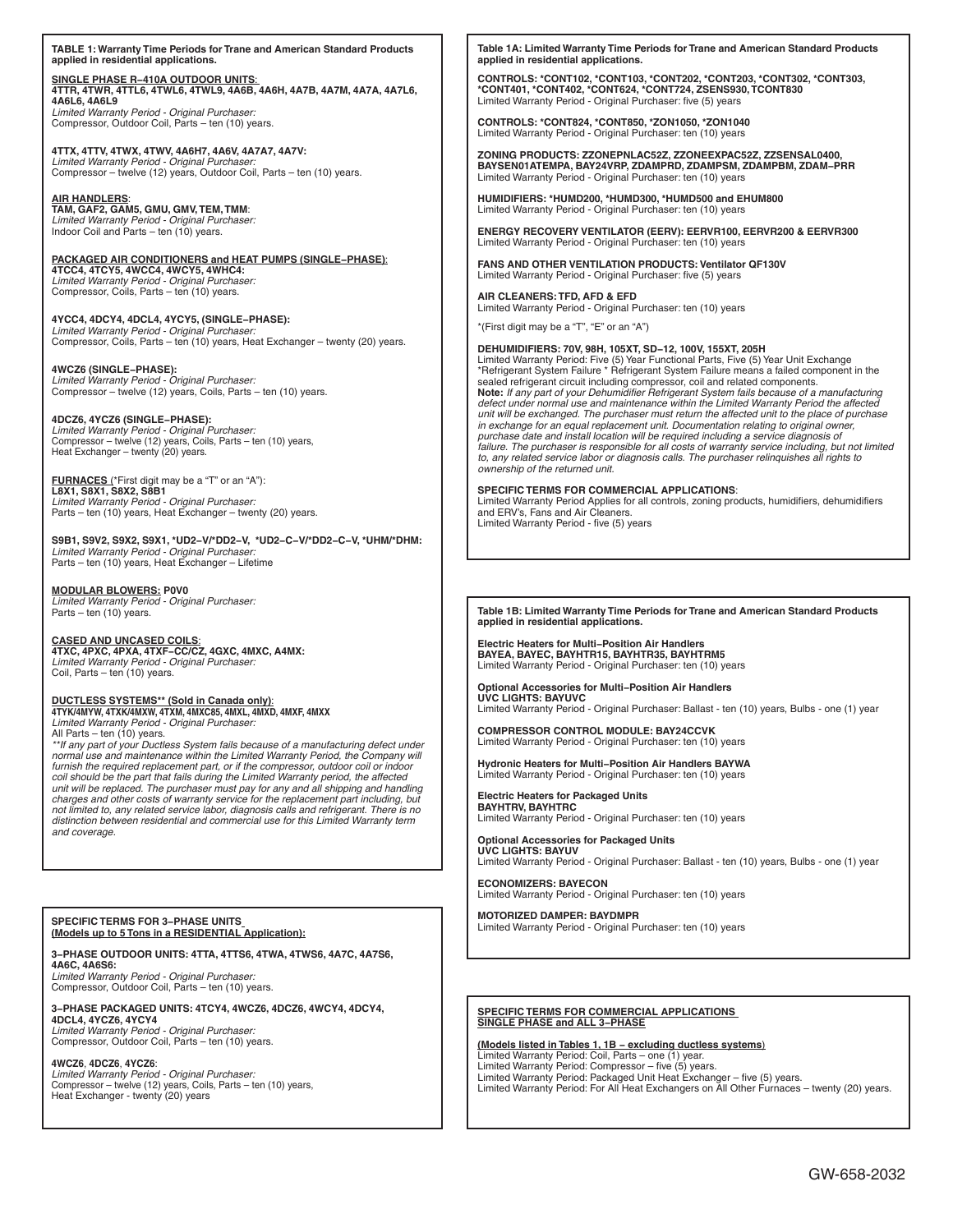**TABLE 1: Warranty Time Periods for Trane and American Standard Products applied in residential applications.**

**SINGLE PHASE R–410A OUTDOOR UNITS:**
**4TTR, 4TWR, 4TTL6, 4TWL6, 4TWL9, 4A6B, 4A6H, 4A7B, 4A7M, 4A7A, 4A7L6, 4A6L6, 4A6L9**
*Limited Warranty Period - Original Purchaser:*
Compressor, Outdoor Coil, Parts – ten (10) years.

**4TTX, 4TTV, 4TWX, 4TWV, 4A6H7, 4A6V, 4A7A7, 4A7V:**
*Limited Warranty Period - Original Purchaser:*
Compressor – twelve (12) years, Outdoor Coil, Parts – ten (10) years.

**AIR HANDLERS:**
**TAM, GAF2, GAM5, GMU, GMV, TEM, TMM:**
*Limited Warranty Period - Original Purchaser:*
Indoor Coil and Parts – ten (10) years.

**PACKAGED AIR CONDITIONERS and HEAT PUMPS (SINGLE–PHASE):**
**4TCC4, 4TCY5, 4WCC4, 4WCY5, 4WHC4:**
*Limited Warranty Period - Original Purchaser:*
Compressor, Coils, Parts – ten (10) years.

**4YCC4, 4DCY4, 4DCL4, 4YCY5, (SINGLE–PHASE):**
*Limited Warranty Period - Original Purchaser:*
Compressor, Coils, Parts – ten (10) years, Heat Exchanger – twenty (20) years.

**4WCZ6 (SINGLE–PHASE):**
*Limited Warranty Period - Original Purchaser:*
Compressor – twelve (12) years, Coils, Parts – ten (10) years.

**4DCZ6, 4YCZ6 (SINGLE–PHASE):**
*Limited Warranty Period - Original Purchaser:*
Compressor – twelve (12) years, Coils, Parts – ten (10) years,
Heat Exchanger – twenty (20) years.

**FURNACES** (*First digit may be a "T" or an "A"):
**L8X1, S8X1, S8X2, S8B1**
*Limited Warranty Period - Original Purchaser:*
Parts – ten (10) years, Heat Exchanger – twenty (20) years.

**S9B1, S9V2, S9X2, S9X1, *UD2–V/*DD2–V, *UD2–C–V/*DD2–C–V, *UHM/*DHM:**
*Limited Warranty Period - Original Purchaser:*
Parts – ten (10) years, Heat Exchanger – Lifetime

**MODULAR BLOWERS: P0V0**
*Limited Warranty Period - Original Purchaser:*
Parts – ten (10) years.

**CASED AND UNCASED COILS:**
**4TXC, 4PXC, 4PXA, 4TXF–CC/CZ, 4GXC, 4MXC, A4MX:**
*Limited Warranty Period - Original Purchaser:*
Coil, Parts – ten (10) years.

**DUCTLESS SYSTEMS** (Sold in Canada only):**
**4TYK/4MYW, 4TXK/4MXW, 4TXM, 4MXC85, 4MXL, 4MXD, 4MXF, 4MXX**
*Limited Warranty Period - Original Purchaser:*
All Parts – ten (10) years.
***If any part of your Ductless System fails because of a manufacturing defect under normal use and maintenance within the Limited Warranty Period, the Company will furnish the required replacement part, or if the compressor, outdoor coil or indoor coil should be the part that fails during the Limited Warranty period, the affected unit will be replaced. The purchaser must pay for any and all shipping and handling charges and other costs of warranty service for the replacement part including, but not limited to, any related service labor, diagnosis calls and refrigerant. There is no distinction between residential and commercial use for this Limited Warranty term and coverage.*

**SPECIFIC TERMS FOR 3–PHASE UNITS**
**(Models up to 5 Tons in a RESIDENTIAL Application):**

**3–PHASE OUTDOOR UNITS: 4TTA, 4TTS6, 4TWA, 4TWS6, 4A7C, 4A7S6, 4A6C, 4A6S6:**
*Limited Warranty Period - Original Purchaser:*
Compressor, Outdoor Coil, Parts – ten (10) years.

**3–PHASE PACKAGED UNITS: 4TCY4, 4WCZ6, 4DCZ6, 4WCY4, 4DCY4, 4DCL4, 4YCZ6, 4YCY4**
*Limited Warranty Period - Original Purchaser:*
Compressor, Outdoor Coil, Parts – ten (10) years.

**4WCZ6, 4DCZ6, 4YCZ6:**
*Limited Warranty Period - Original Purchaser:*
Compressor – twelve (12) years, Coils, Parts – ten (10) years,
Heat Exchanger - twenty (20) years

**Table 1A: Limited Warranty Time Periods for Trane and American Standard Products applied in residential applications.**

**CONTROLS: *CONT102, *CONT103, *CONT202, *CONT203, *CONT302, *CONT303, *CONT401, *CONT402, *CONT624, *CONT724, ZSENS930, TCONT830**
Limited Warranty Period - Original Purchaser: five (5) years

**CONTROLS: *CONT824, *CONT850, *ZON1050, *ZON1040**
Limited Warranty Period - Original Purchaser: ten (10) years

**ZONING PRODUCTS: ZZONEPNLAC52Z, ZZONEEXPAC52Z, ZZSENSAL0400, BAYSEN01ATEMPA, BAY24VRP, ZDAMPRD, ZDAMPSM, ZDAMPBM, ZDAM–PRR**
Limited Warranty Period - Original Purchaser: ten (10) years

**HUMIDIFIERS: *HUMD200, *HUMD300, *HUMD500 and EHUM800**
Limited Warranty Period - Original Purchaser: ten (10) years

**ENERGY RECOVERY VENTILATOR (EERV): EERVR100, EERVR200 & EERVR300**
Limited Warranty Period - Original Purchaser: ten (10) years

**FANS AND OTHER VENTILATION PRODUCTS: Ventilator QF130V**
Limited Warranty Period - Original Purchaser: five (5) years

**AIR CLEANERS: TFD, AFD & EFD**
Limited Warranty Period - Original Purchaser: ten (10) years

*(First digit may be a "T", "E" or an "A")

**DEHUMIDIFIERS: 70V, 98H, 105XT, SD–12, 100V, 155XT, 205H**
Limited Warranty Period: Five (5) Year Functional Parts, Five (5) Year Unit Exchange *Refrigerant System Failure * Refrigerant System Failure means a failed component in the sealed refrigerant circuit including compressor, coil and related components.
**Note:** *If any part of your Dehumidifier Refrigerant System fails because of a manufacturing defect under normal use and maintenance within the Limited Warranty Period the affected unit will be exchanged. The purchaser must return the affected unit to the place of purchase in exchange for an equal replacement unit. Documentation relating to original owner, purchase date and install location will be required including a service diagnosis of failure. The purchaser is responsible for all costs of warranty service including, but not limited to, any related service labor or diagnosis calls. The purchaser relinquishes all rights to ownership of the returned unit.*

**SPECIFIC TERMS FOR COMMERCIAL APPLICATIONS:**
Limited Warranty Period Applies for all controls, zoning products, humidifiers, dehumidifiers and ERV's, Fans and Air Cleaners.
Limited Warranty Period - five (5) years

**Table 1B: Limited Warranty Time Periods for Trane and American Standard Products applied in residential applications.**

**Electric Heaters for Multi–Position Air Handlers**
**BAYEA, BAYEC, BAYHTR15, BAYHTR35, BAYHTRM5**
Limited Warranty Period - Original Purchaser: ten (10) years

**Optional Accessories for Multi–Position Air Handlers**
**UVC LIGHTS: BAYUVC**
Limited Warranty Period - Original Purchaser: Ballast - ten (10) years, Bulbs - one (1) year

**COMPRESSOR CONTROL MODULE: BAY24CCVK**
Limited Warranty Period - Original Purchaser: ten (10) years

**Hydronic Heaters for Multi–Position Air Handlers BAYWA**
Limited Warranty Period - Original Purchaser: ten (10) years

**Electric Heaters for Packaged Units**
**BAYHTRV, BAYHTRC**
Limited Warranty Period - Original Purchaser: ten (10) years

**Optional Accessories for Packaged Units**
**UVC LIGHTS: BAYUV**
Limited Warranty Period - Original Purchaser: Ballast - ten (10) years, Bulbs - one (1) year

**ECONOMIZERS: BAYECON**
Limited Warranty Period - Original Purchaser: ten (10) years

**MOTORIZED DAMPER: BAYDMPR**
Limited Warranty Period - Original Purchaser: ten (10) years

**SPECIFIC TERMS FOR COMMERCIAL APPLICATIONS**
**SINGLE PHASE and ALL 3–PHASE**

**(Models listed in Tables 1, 1B – excluding ductless systems)**
Limited Warranty Period: Coil, Parts – one (1) year.
Limited Warranty Period: Compressor – five (5) years.
Limited Warranty Period: Packaged Unit Heat Exchanger – five (5) years.
Limited Warranty Period: For All Heat Exchangers on All Other Furnaces – twenty (20) years.

GW-658-2032